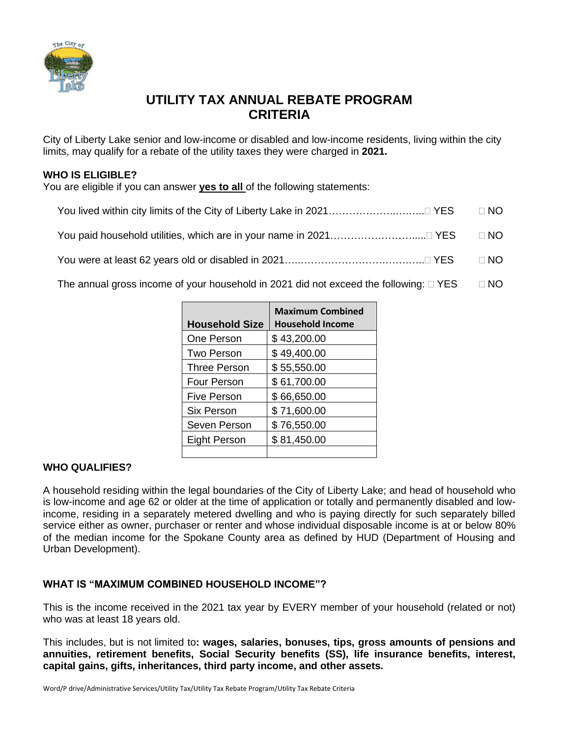# UTILITY TAX ANNUAL REBATE PROGRAM CRITERIA

City of Liberty Lake senior and low-income or disabled and low-income residents, living within the city limits, may qualify for a rebate of the utility taxes they were charged in **2021.**

**WHO IS ELIGIBLE?**

You are eligible if you can answer **yes to all** of the following statements:

You lived within city limits of the City of Liberty Lake in 2021……………….…….. ☐ YES ☐ NO

You paid household utilities, which are in your name in 2021……………………..... ☐ YES ☐ NO

You were at least 62 years old or disabled in 2021…..…………………….……….. ☐ YES ☐ NO

The annual gross income of your household in 2021 did not exceed the following: ☐ YES ☐ NO

| Household Size | Maximum Combined Household Income |
|---|---|
| One Person | $ 43,200.00 |
| Two Person | $ 49,400.00 |
| Three Person | $ 55,550.00 |
| Four Person | $ 61,700.00 |
| Five Person | $ 66,650.00 |
| Six Person | $ 71,600.00 |
| Seven Person | $ 76,550.00 |
| Eight Person | $ 81,450.00 |
| | |

**WHO QUALIFIES?**

A household residing within the legal boundaries of the City of Liberty Lake; and head of household who is low-income and age 62 or older at the time of application or totally and permanently disabled and low-income, residing in a separately metered dwelling and who is paying directly for such separately billed service either as owner, purchaser or renter and whose individual disposable income is at or below 80% of the median income for the Spokane County area as defined by HUD (Department of Housing and Urban Development).

**WHAT IS "MAXIMUM COMBINED HOUSEHOLD INCOME"?**

This is the income received in the 2021 tax year by EVERY member of your household (related or not) who was at least 18 years old.

This includes, but is not limited to**: wages, salaries, bonuses, tips, gross amounts of pensions and annuities, retirement benefits, Social Security benefits (SS), life insurance benefits, interest, capital gains, gifts, inheritances, third party income, and other assets.**

Word/P drive/Administrative Services/Utility Tax/Utility Tax Rebate Program/Utility Tax Rebate Criteria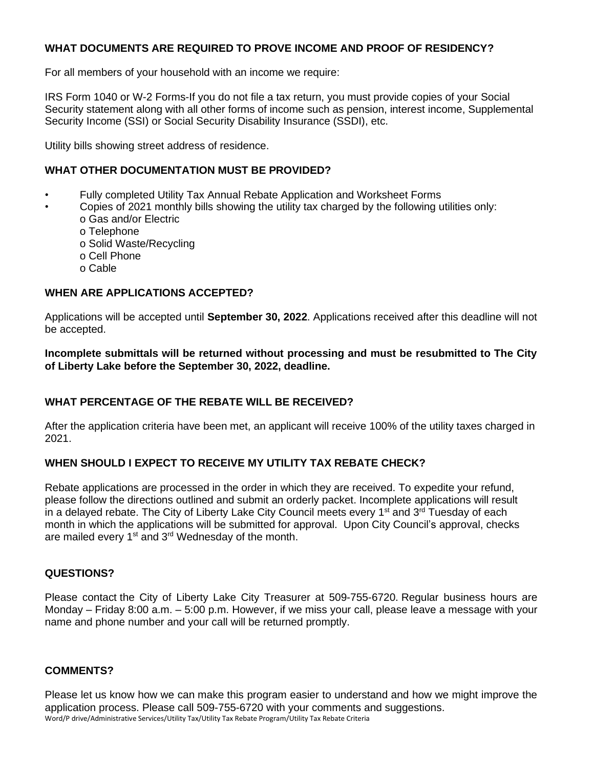## WHAT DOCUMENTS ARE REQUIRED TO PROVE INCOME AND PROOF OF RESIDENCY?

For all members of your household with an income we require:

IRS Form 1040 or W-2 Forms-If you do not file a tax return, you must provide copies of your Social Security statement along with all other forms of income such as pension, interest income, Supplemental Security Income (SSI) or Social Security Disability Insurance (SSDI), etc.

Utility bills showing street address of residence.

## WHAT OTHER DOCUMENTATION MUST BE PROVIDED?

- Fully completed Utility Tax Annual Rebate Application and Worksheet Forms
- Copies of 2021 monthly bills showing the utility tax charged by the following utilities only:
  - Gas and/or Electric
  - Telephone
  - Solid Waste/Recycling
  - Cell Phone
  - Cable

## WHEN ARE APPLICATIONS ACCEPTED?

Applications will be accepted until **September 30, 2022**. Applications received after this deadline will not be accepted.

**Incomplete submittals will be returned without processing and must be resubmitted to The City of Liberty Lake before the September 30, 2022, deadline.**

## WHAT PERCENTAGE OF THE REBATE WILL BE RECEIVED?

After the application criteria have been met, an applicant will receive 100% of the utility taxes charged in 2021.

## WHEN SHOULD I EXPECT TO RECEIVE MY UTILITY TAX REBATE CHECK?

Rebate applications are processed in the order in which they are received. To expedite your refund, please follow the directions outlined and submit an orderly packet. Incomplete applications will result in a delayed rebate. The City of Liberty Lake City Council meets every 1st and 3rd Tuesday of each month in which the applications will be submitted for approval. Upon City Council's approval, checks are mailed every 1st and 3rd Wednesday of the month.

## QUESTIONS?

Please contact the City of Liberty Lake City Treasurer at 509-755-6720. Regular business hours are Monday – Friday 8:00 a.m. – 5:00 p.m. However, if we miss your call, please leave a message with your name and phone number and your call will be returned promptly.

## COMMENTS?

Please let us know how we can make this program easier to understand and how we might improve the application process. Please call 509-755-6720 with your comments and suggestions.

Word/P drive/Administrative Services/Utility Tax/Utility Tax Rebate Program/Utility Tax Rebate Criteria